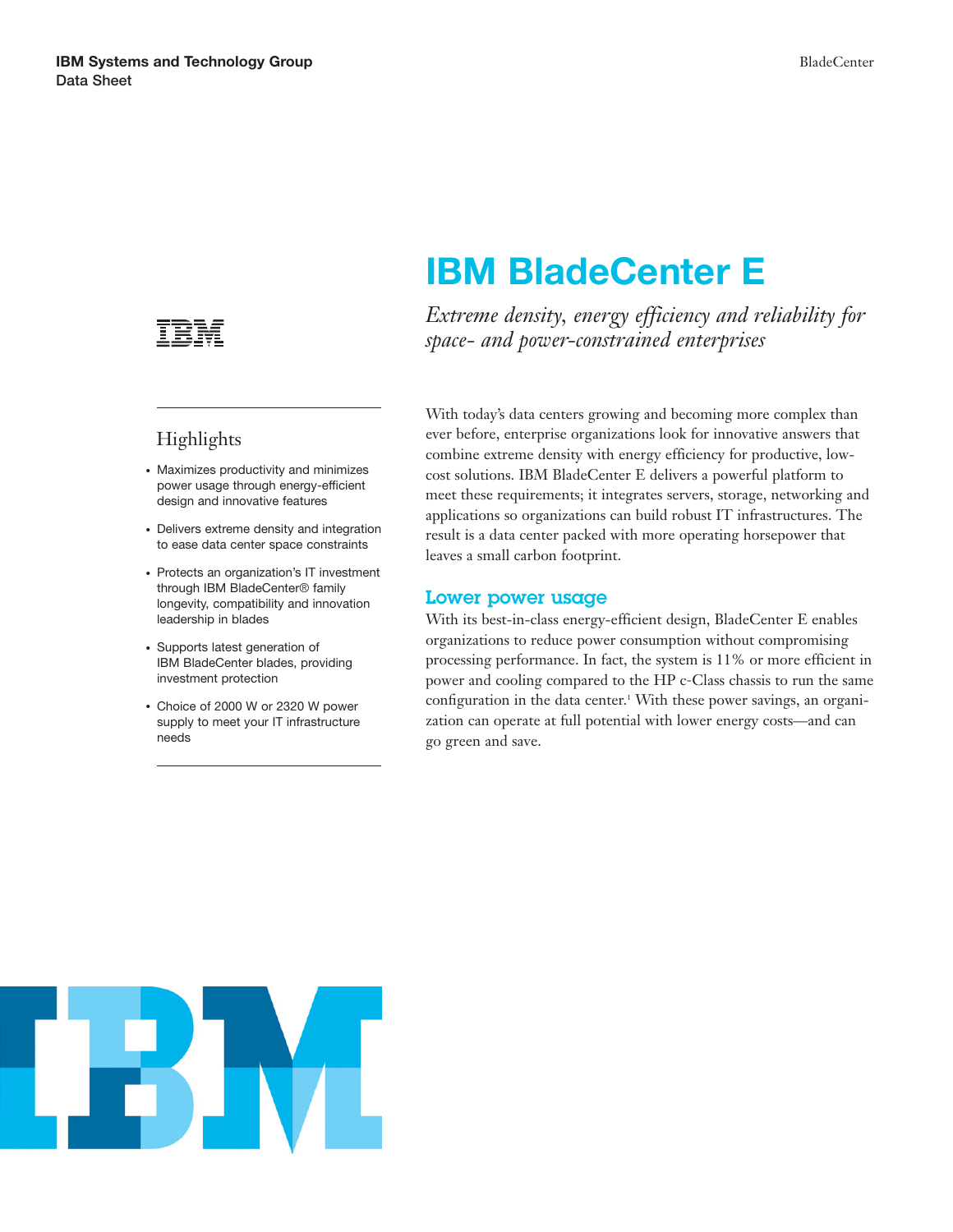IBM Systems and Technology Group
Data Sheet

# IBM BladeCenter E

*Extreme density, energy efficiency and reliability for space- and power-constrained enterprises*

## Highlights

- Maximizes productivity and minimizes power usage through energy-efficient design and innovative features
- Delivers extreme density and integration to ease data center space constraints
- Protects an organization's IT investment through IBM BladeCenter® family longevity, compatibility and innovation leadership in blades
- Supports latest generation of IBM BladeCenter blades, providing investment protection
- Choice of 2000 W or 2320 W power supply to meet your IT infrastructure needs

With today's data centers growing and becoming more complex than ever before, enterprise organizations look for innovative answers that combine extreme density with energy efficiency for productive, low-cost solutions. IBM BladeCenter E delivers a powerful platform to meet these requirements; it integrates servers, storage, networking and applications so organizations can build robust IT infrastructures. The result is a data center packed with more operating horsepower that leaves a small carbon footprint.

## Lower power usage

With its best-in-class energy-efficient design, BladeCenter E enables organizations to reduce power consumption without compromising processing performance. In fact, the system is 11% or more efficient in power and cooling compared to the HP c-Class chassis to run the same configuration in the data center.[1] With these power savings, an organization can operate at full potential with lower energy costs—and can go green and save.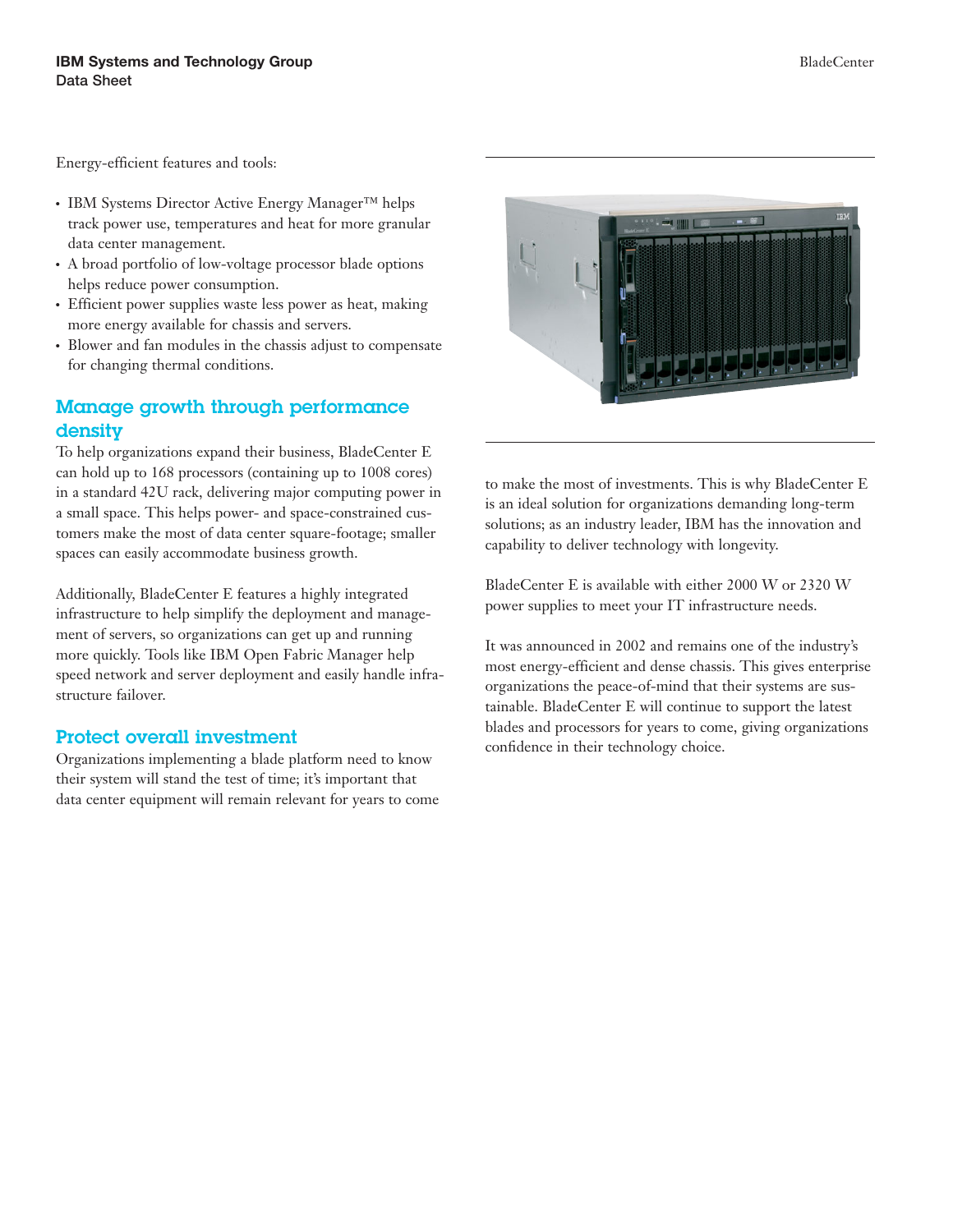Energy-efficient features and tools:

- IBM Systems Director Active Energy Manager™ helps track power use, temperatures and heat for more granular data center management.
- A broad portfolio of low-voltage processor blade options helps reduce power consumption.
- Efficient power supplies waste less power as heat, making more energy available for chassis and servers.
- Blower and fan modules in the chassis adjust to compensate for changing thermal conditions.

## Manage growth through performance density

To help organizations expand their business, BladeCenter E can hold up to 168 processors (containing up to 1008 cores) in a standard 42U rack, delivering major computing power in a small space. This helps power- and space-constrained customers make the most of data center square-footage; smaller spaces can easily accommodate business growth.

Additionally, BladeCenter E features a highly integrated infrastructure to help simplify the deployment and management of servers, so organizations can get up and running more quickly. Tools like IBM Open Fabric Manager help speed network and server deployment and easily handle infrastructure failover.

## Protect overall investment

Organizations implementing a blade platform need to know their system will stand the test of time; it's important that data center equipment will remain relevant for years to come to make the most of investments. This is why BladeCenter E is an ideal solution for organizations demanding long-term solutions; as an industry leader, IBM has the innovation and capability to deliver technology with longevity.

BladeCenter E is available with either 2000 W or 2320 W power supplies to meet your IT infrastructure needs.

It was announced in 2002 and remains one of the industry's most energy-efficient and dense chassis. This gives enterprise organizations the peace-of-mind that their systems are sustainable. BladeCenter E will continue to support the latest blades and processors for years to come, giving organizations confidence in their technology choice.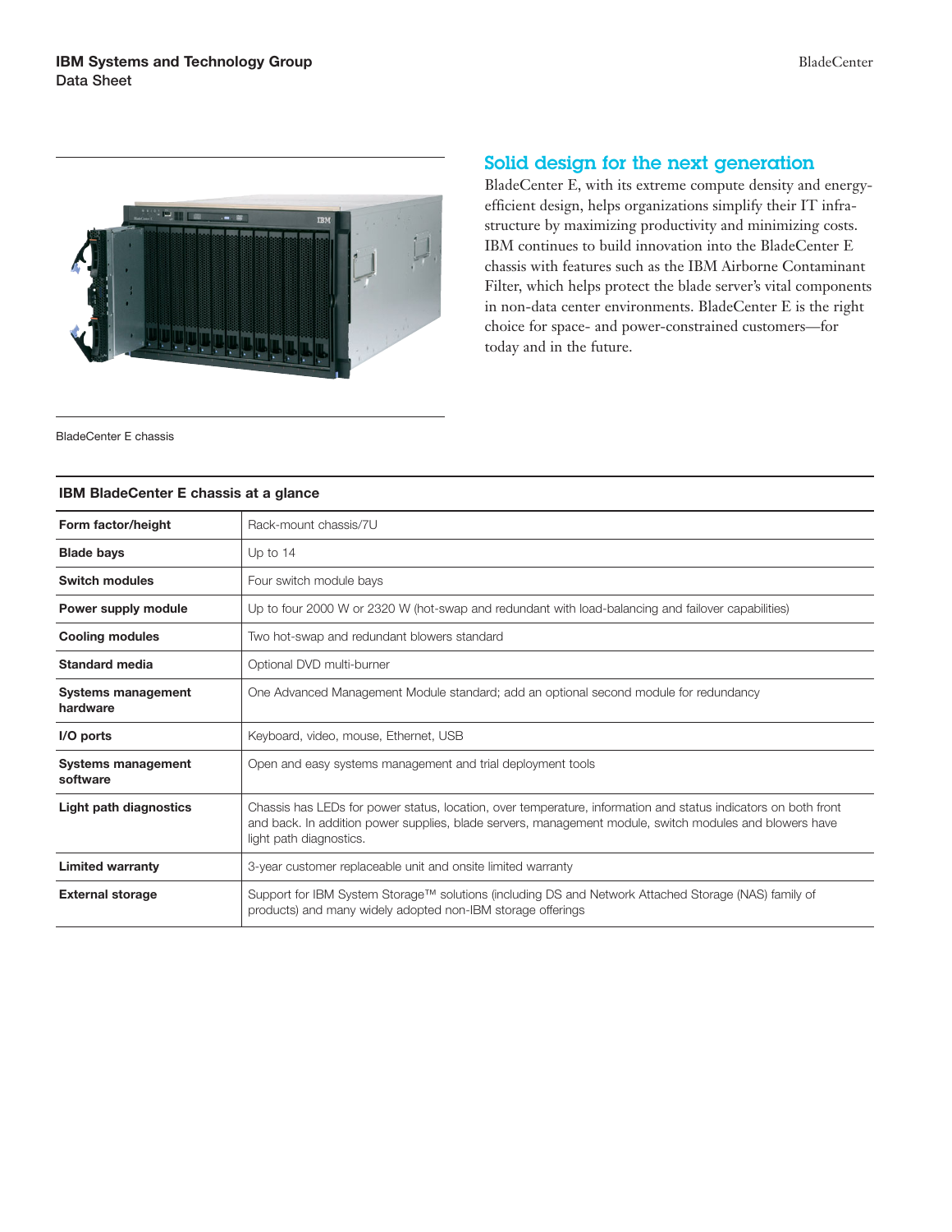BladeCenter E chassis

## Solid design for the next generation

BladeCenter E, with its extreme compute density and energy-efficient design, helps organizations simplify their IT infrastructure by maximizing productivity and minimizing costs. IBM continues to build innovation into the BladeCenter E chassis with features such as the IBM Airborne Contaminant Filter, which helps protect the blade server's vital components in non-data center environments. BladeCenter E is the right choice for space- and power-constrained customers—for today and in the future.

| IBM BladeCenter E chassis at a glance | |
|---|---|
| **Form factor/height** | Rack-mount chassis/7U |
| **Blade bays** | Up to 14 |
| **Switch modules** | Four switch module bays |
| **Power supply module** | Up to four 2000 W or 2320 W (hot-swap and redundant with load-balancing and failover capabilities) |
| **Cooling modules** | Two hot-swap and redundant blowers standard |
| **Standard media** | Optional DVD multi-burner |
| **Systems management hardware** | One Advanced Management Module standard; add an optional second module for redundancy |
| **I/O ports** | Keyboard, video, mouse, Ethernet, USB |
| **Systems management software** | Open and easy systems management and trial deployment tools |
| **Light path diagnostics** | Chassis has LEDs for power status, location, over temperature, information and status indicators on both front and back. In addition power supplies, blade servers, management module, switch modules and blowers have light path diagnostics. |
| **Limited warranty** | 3-year customer replaceable unit and onsite limited warranty |
| **External storage** | Support for IBM System Storage™ solutions (including DS and Network Attached Storage (NAS) family of products) and many widely adopted non-IBM storage offerings |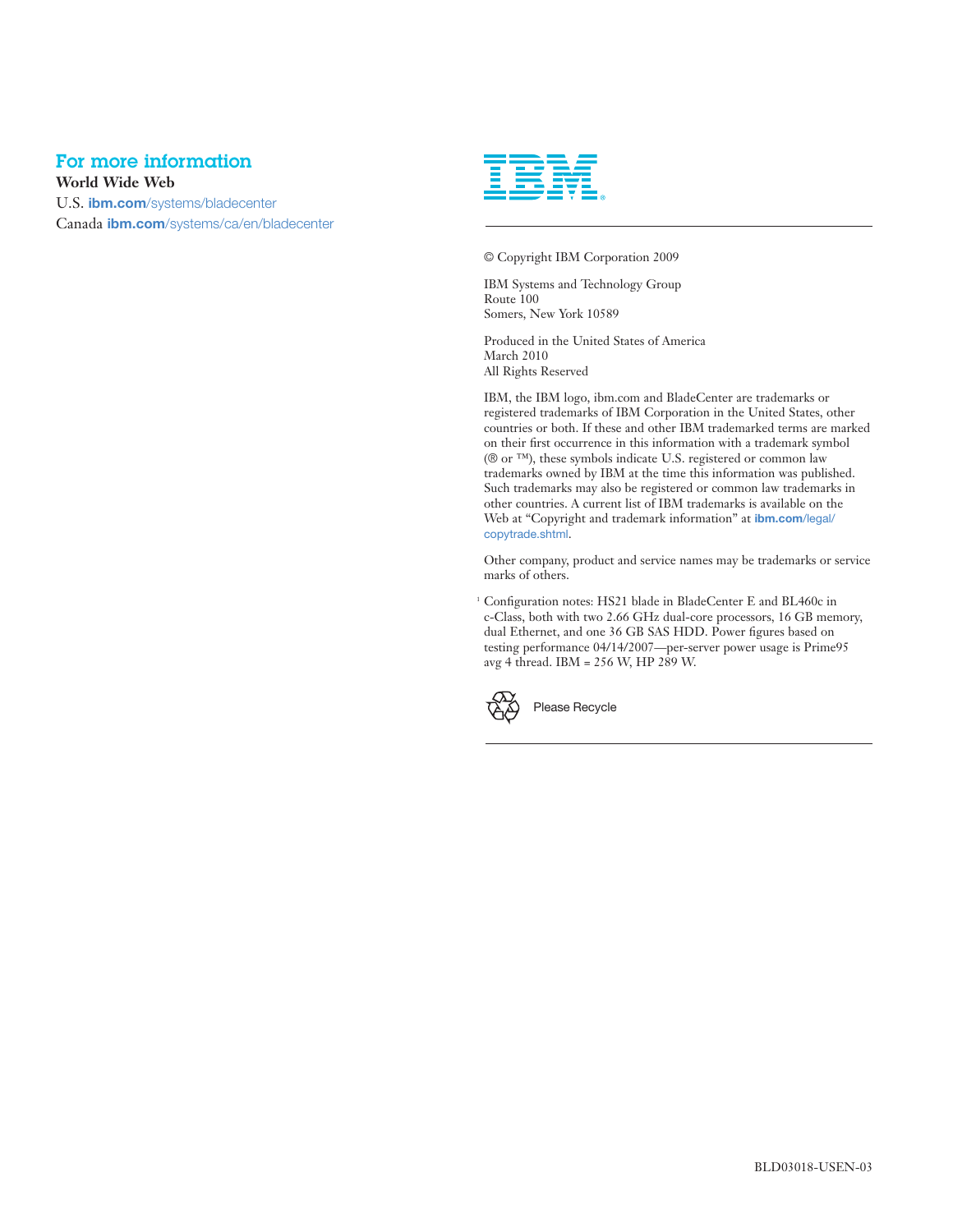## For more information

**World Wide Web**

U.S. **ibm.com**/systems/bladecenter

Canada **ibm.com**/systems/ca/en/bladecenter

© Copyright IBM Corporation 2009

IBM Systems and Technology Group
Route 100
Somers, New York 10589

Produced in the United States of America
March 2010
All Rights Reserved

IBM, the IBM logo, ibm.com and BladeCenter are trademarks or registered trademarks of IBM Corporation in the United States, other countries or both. If these and other IBM trademarked terms are marked on their first occurrence in this information with a trademark symbol (® or ™), these symbols indicate U.S. registered or common law trademarks owned by IBM at the time this information was published. Such trademarks may also be registered or common law trademarks in other countries. A current list of IBM trademarks is available on the Web at "Copyright and trademark information" at **ibm.com**/legal/copytrade.shtml.

Other company, product and service names may be trademarks or service marks of others.

[1] Configuration notes: HS21 blade in BladeCenter E and BL460c in c-Class, both with two 2.66 GHz dual-core processors, 16 GB memory, dual Ethernet, and one 36 GB SAS HDD. Power figures based on testing performance 04/14/2007—per-server power usage is Prime95 avg 4 thread. IBM = 256 W, HP 289 W.

Please Recycle

BLD03018-USEN-03